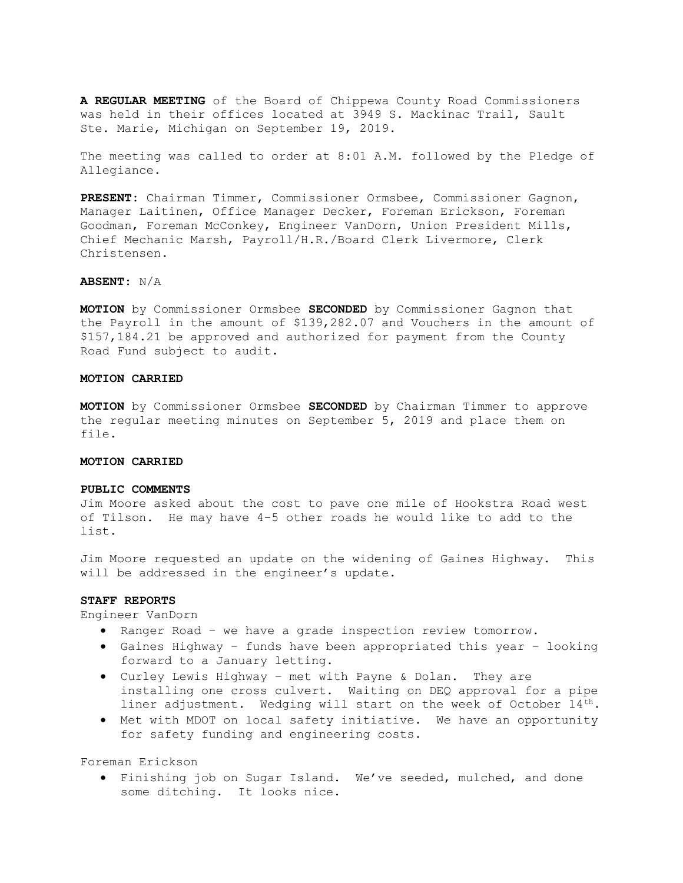**A REGULAR MEETING** of the Board of Chippewa County Road Commissioners was held in their offices located at 3949 S. Mackinac Trail, Sault Ste. Marie, Michigan on September 19, 2019.

The meeting was called to order at 8:01 A.M. followed by the Pledge of Allegiance.

**PRESENT:** Chairman Timmer, Commissioner Ormsbee, Commissioner Gagnon, Manager Laitinen, Office Manager Decker, Foreman Erickson, Foreman Goodman, Foreman McConkey, Engineer VanDorn, Union President Mills, Chief Mechanic Marsh, Payroll/H.R./Board Clerk Livermore, Clerk Christensen.

**ABSENT:** N/A

**MOTION** by Commissioner Ormsbee **SECONDED** by Commissioner Gagnon that the Payroll in the amount of $139,282.07 and Vouchers in the amount of $157,184.21 be approved and authorized for payment from the County Road Fund subject to audit.

**MOTION CARRIED**

**MOTION** by Commissioner Ormsbee **SECONDED** by Chairman Timmer to approve the regular meeting minutes on September 5, 2019 and place them on file.

**MOTION CARRIED**

**PUBLIC COMMENTS**

Jim Moore asked about the cost to pave one mile of Hookstra Road west of Tilson. He may have 4-5 other roads he would like to add to the list.

Jim Moore requested an update on the widening of Gaines Highway. This will be addressed in the engineer's update.

**STAFF REPORTS**

Engineer VanDorn

- Ranger Road – we have a grade inspection review tomorrow.
- Gaines Highway – funds have been appropriated this year – looking forward to a January letting.
- Curley Lewis Highway – met with Payne & Dolan. They are installing one cross culvert. Waiting on DEQ approval for a pipe liner adjustment. Wedging will start on the week of October 14th.
- Met with MDOT on local safety initiative. We have an opportunity for safety funding and engineering costs.

Foreman Erickson

- Finishing job on Sugar Island. We've seeded, mulched, and done some ditching. It looks nice.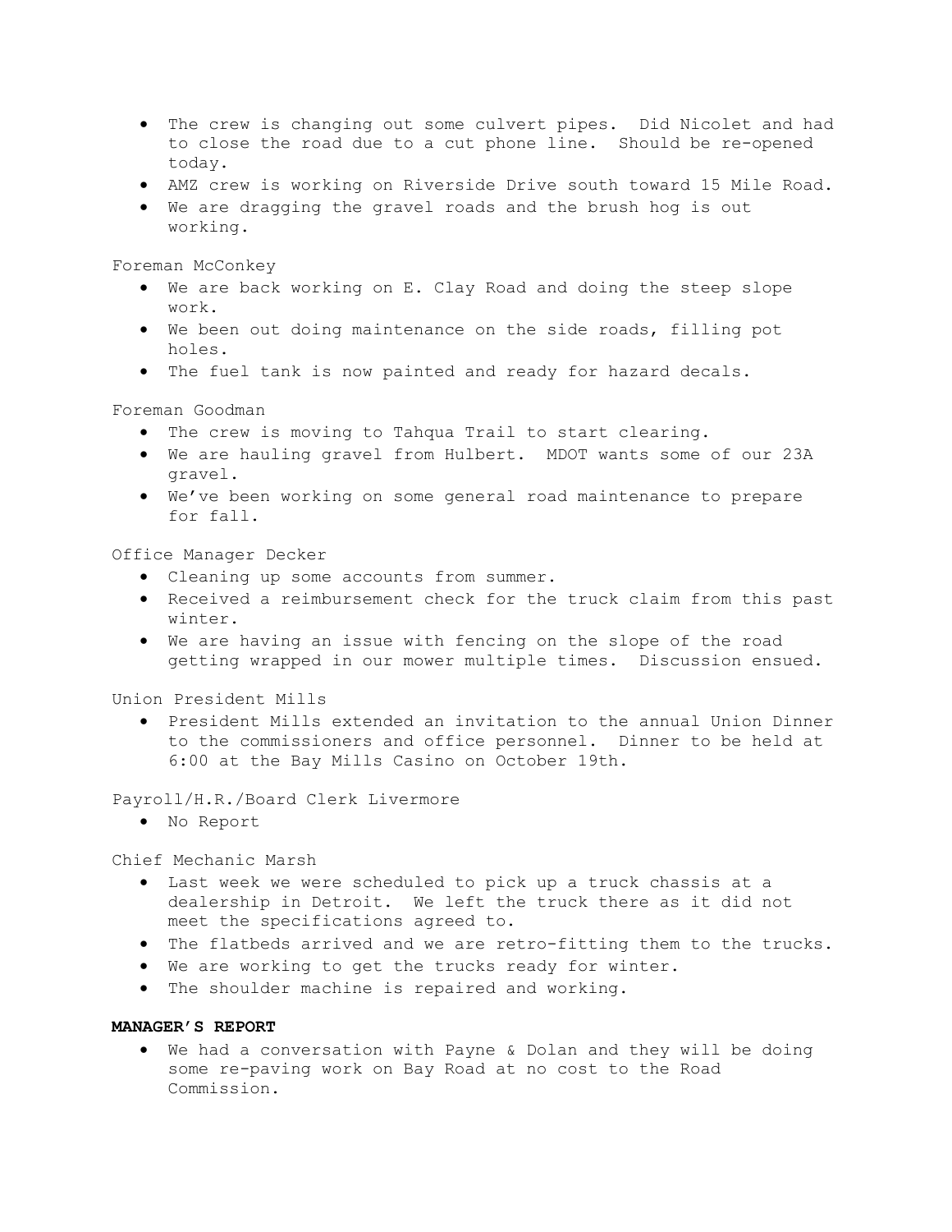- The crew is changing out some culvert pipes. Did Nicolet and had to close the road due to a cut phone line. Should be re-opened today.
- AMZ crew is working on Riverside Drive south toward 15 Mile Road.
- We are dragging the gravel roads and the brush hog is out working.

Foreman McConkey

- We are back working on E. Clay Road and doing the steep slope work.
- We been out doing maintenance on the side roads, filling pot holes.
- The fuel tank is now painted and ready for hazard decals.

Foreman Goodman

- The crew is moving to Tahqua Trail to start clearing.
- We are hauling gravel from Hulbert. MDOT wants some of our 23A gravel.
- We've been working on some general road maintenance to prepare for fall.

Office Manager Decker

- Cleaning up some accounts from summer.
- Received a reimbursement check for the truck claim from this past winter.
- We are having an issue with fencing on the slope of the road getting wrapped in our mower multiple times. Discussion ensued.

Union President Mills

- President Mills extended an invitation to the annual Union Dinner to the commissioners and office personnel. Dinner to be held at 6:00 at the Bay Mills Casino on October 19th.

Payroll/H.R./Board Clerk Livermore

- No Report

Chief Mechanic Marsh

- Last week we were scheduled to pick up a truck chassis at a dealership in Detroit. We left the truck there as it did not meet the specifications agreed to.
- The flatbeds arrived and we are retro-fitting them to the trucks.
- We are working to get the trucks ready for winter.
- The shoulder machine is repaired and working.

**MANAGER'S REPORT**

- We had a conversation with Payne & Dolan and they will be doing some re-paving work on Bay Road at no cost to the Road Commission.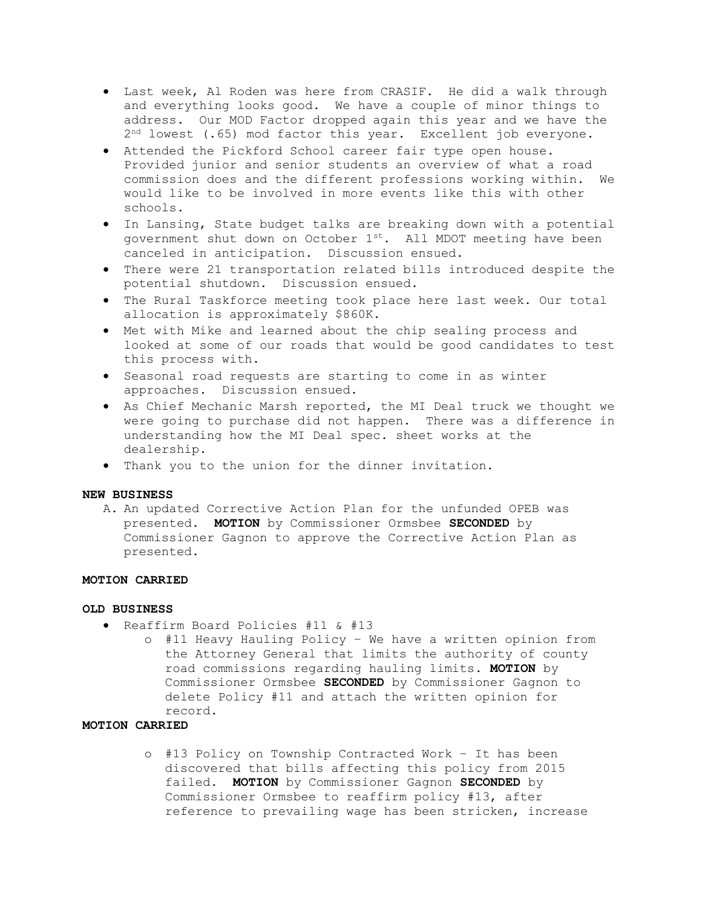- Last week, Al Roden was here from CRASIF. He did a walk through and everything looks good. We have a couple of minor things to address. Our MOD Factor dropped again this year and we have the 2nd lowest (.65) mod factor this year. Excellent job everyone.
- Attended the Pickford School career fair type open house. Provided junior and senior students an overview of what a road commission does and the different professions working within. We would like to be involved in more events like this with other schools.
- In Lansing, State budget talks are breaking down with a potential government shut down on October 1st. All MDOT meeting have been canceled in anticipation. Discussion ensued.
- There were 21 transportation related bills introduced despite the potential shutdown. Discussion ensued.
- The Rural Taskforce meeting took place here last week. Our total allocation is approximately $860K.
- Met with Mike and learned about the chip sealing process and looked at some of our roads that would be good candidates to test this process with.
- Seasonal road requests are starting to come in as winter approaches. Discussion ensued.
- As Chief Mechanic Marsh reported, the MI Deal truck we thought we were going to purchase did not happen. There was a difference in understanding how the MI Deal spec. sheet works at the dealership.
- Thank you to the union for the dinner invitation.

**NEW BUSINESS**

A. An updated Corrective Action Plan for the unfunded OPEB was presented. **MOTION** by Commissioner Ormsbee **SECONDED** by Commissioner Gagnon to approve the Corrective Action Plan as presented.

**MOTION CARRIED**

**OLD BUSINESS**

- Reaffirm Board Policies #11 & #13
  - #11 Heavy Hauling Policy – We have a written opinion from the Attorney General that limits the authority of county road commissions regarding hauling limits. **MOTION** by Commissioner Ormsbee **SECONDED** by Commissioner Gagnon to delete Policy #11 and attach the written opinion for record.

**MOTION CARRIED**

  - #13 Policy on Township Contracted Work – It has been discovered that bills affecting this policy from 2015 failed. **MOTION** by Commissioner Gagnon **SECONDED** by Commissioner Ormsbee to reaffirm policy #13, after reference to prevailing wage has been stricken, increase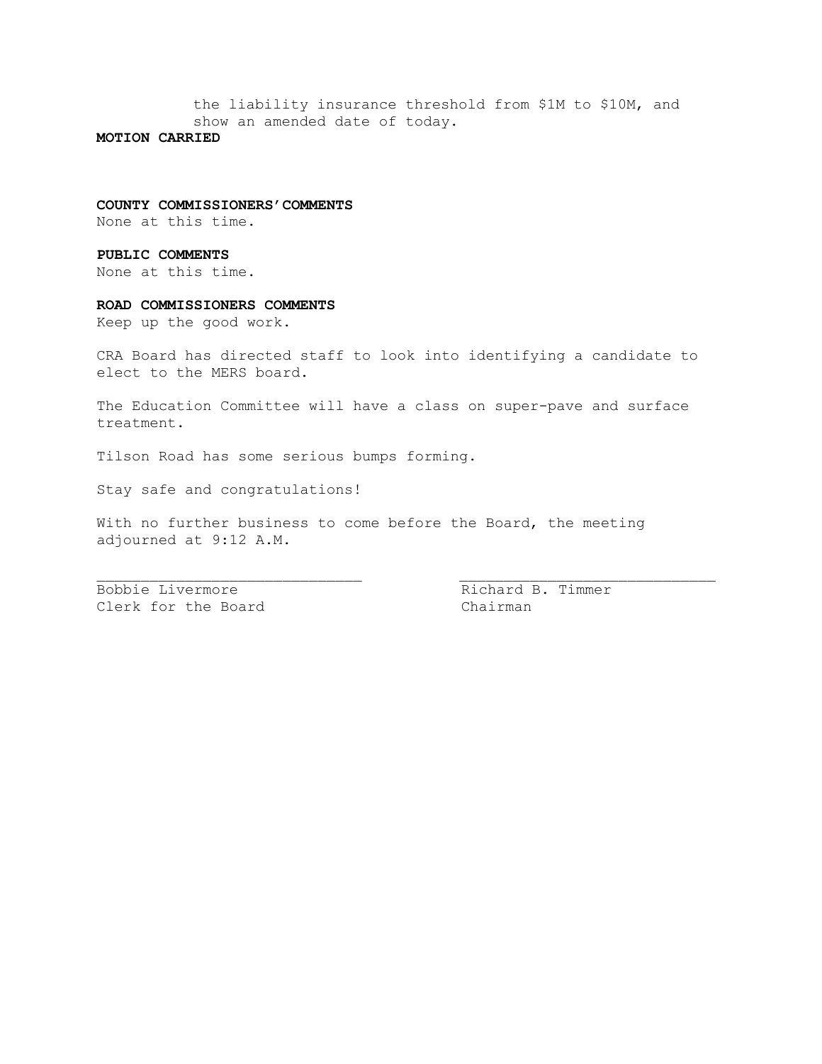the liability insurance threshold from $1M to $10M, and show an amended date of today.

**MOTION CARRIED**

**COUNTY COMMISSIONERS'COMMENTS**

None at this time.

**PUBLIC COMMENTS**

None at this time.

**ROAD COMMISSIONERS COMMENTS**

Keep up the good work.

CRA Board has directed staff to look into identifying a candidate to elect to the MERS board.

The Education Committee will have a class on super-pave and surface treatment.

Tilson Road has some serious bumps forming.

Stay safe and congratulations!

With no further business to come before the Board, the meeting adjourned at 9:12 A.M.

| | |
|---|---|
| ______________________________ | ______________________________ |
| Bobbie Livermore | Richard B. Timmer |
| Clerk for the Board | Chairman |